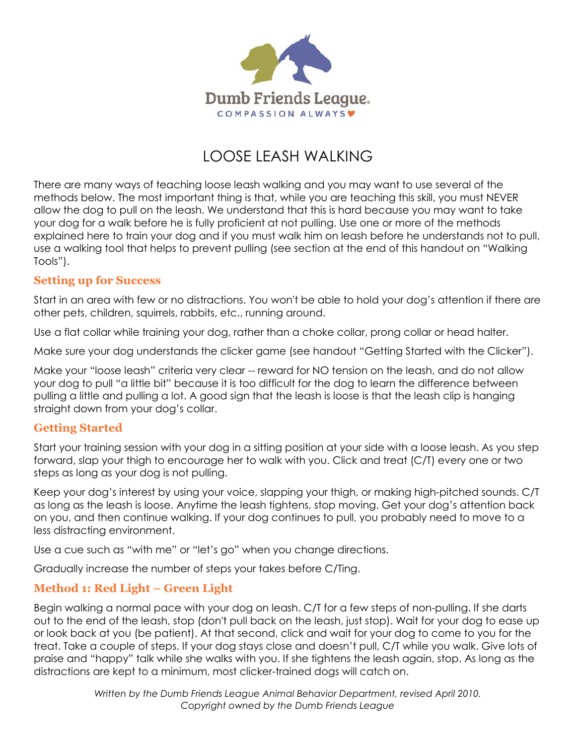Dumb Friends League

COMPASSION ALWAYS

# LOOSE LEASH WALKING

There are many ways of teaching loose leash walking and you may want to use several of the methods below. The most important thing is that, while you are teaching this skill, you must NEVER allow the dog to pull on the leash. We understand that this is hard because you may want to take your dog for a walk before he is fully proficient at not pulling. Use one or more of the methods explained here to train your dog and if you must walk him on leash before he understands not to pull, use a walking tool that helps to prevent pulling (see section at the end of this handout on "Walking Tools").

## Setting up for Success

Start in an area with few or no distractions. You won't be able to hold your dog's attention if there are other pets, children, squirrels, rabbits, etc., running around.

Use a flat collar while training your dog, rather than a choke collar, prong collar or head halter.

Make sure your dog understands the clicker game (see handout "Getting Started with the Clicker").

Make your "loose leash" criteria very clear -- reward for NO tension on the leash, and do not allow your dog to pull "a little bit" because it is too difficult for the dog to learn the difference between pulling a little and pulling a lot. A good sign that the leash is loose is that the leash clip is hanging straight down from your dog's collar.

## Getting Started

Start your training session with your dog in a sitting position at your side with a loose leash. As you step forward, slap your thigh to encourage her to walk with you. Click and treat (C/T) every one or two steps as long as your dog is not pulling.

Keep your dog's interest by using your voice, slapping your thigh, or making high-pitched sounds. C/T as long as the leash is loose. Anytime the leash tightens, stop moving. Get your dog's attention back on you, and then continue walking. If your dog continues to pull, you probably need to move to a less distracting environment.

Use a cue such as "with me" or "let's go" when you change directions.

Gradually increase the number of steps your takes before C/Ting.

## Method 1: Red Light – Green Light

Begin walking a normal pace with your dog on leash. C/T for a few steps of non-pulling. If she darts out to the end of the leash, stop (don't pull back on the leash, just stop). Wait for your dog to ease up or look back at you (be patient). At that second, click and wait for your dog to come to you for the treat. Take a couple of steps. If your dog stays close and doesn't pull, C/T while you walk. Give lots of praise and "happy" talk while she walks with you. If she tightens the leash again, stop. As long as the distractions are kept to a minimum, most clicker-trained dogs will catch on.

*Written by the Dumb Friends League Animal Behavior Department, revised April 2010.*
*Copyright owned by the Dumb Friends League*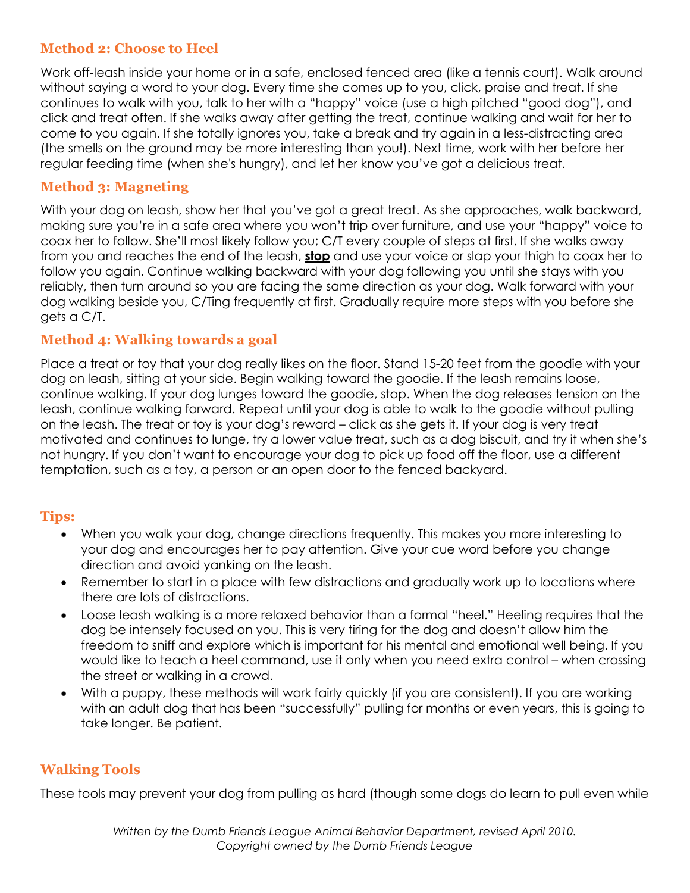### Method 2: Choose to Heel

Work off-leash inside your home or in a safe, enclosed fenced area (like a tennis court). Walk around without saying a word to your dog. Every time she comes up to you, click, praise and treat. If she continues to walk with you, talk to her with a "happy" voice (use a high pitched "good dog"), and click and treat often. If she walks away after getting the treat, continue walking and wait for her to come to you again. If she totally ignores you, take a break and try again in a less-distracting area (the smells on the ground may be more interesting than you!). Next time, work with her before her regular feeding time (when she's hungry), and let her know you've got a delicious treat.

### Method 3: Magneting

With your dog on leash, show her that you've got a great treat. As she approaches, walk backward, making sure you're in a safe area where you won't trip over furniture, and use your "happy" voice to coax her to follow. She'll most likely follow you; C/T every couple of steps at first. If she walks away from you and reaches the end of the leash, **stop** and use your voice or slap your thigh to coax her to follow you again. Continue walking backward with your dog following you until she stays with you reliably, then turn around so you are facing the same direction as your dog. Walk forward with your dog walking beside you, C/Ting frequently at first. Gradually require more steps with you before she gets a C/T.

### Method 4: Walking towards a goal

Place a treat or toy that your dog really likes on the floor. Stand 15-20 feet from the goodie with your dog on leash, sitting at your side. Begin walking toward the goodie. If the leash remains loose, continue walking. If your dog lunges toward the goodie, stop. When the dog releases tension on the leash, continue walking forward. Repeat until your dog is able to walk to the goodie without pulling on the leash. The treat or toy is your dog's reward – click as she gets it. If your dog is very treat motivated and continues to lunge, try a lower value treat, such as a dog biscuit, and try it when she's not hungry. If you don't want to encourage your dog to pick up food off the floor, use a different temptation, such as a toy, a person or an open door to the fenced backyard.

### Tips:

- When you walk your dog, change directions frequently. This makes you more interesting to your dog and encourages her to pay attention. Give your cue word before you change direction and avoid yanking on the leash.
- Remember to start in a place with few distractions and gradually work up to locations where there are lots of distractions.
- Loose leash walking is a more relaxed behavior than a formal "heel." Heeling requires that the dog be intensely focused on you. This is very tiring for the dog and doesn't allow him the freedom to sniff and explore which is important for his mental and emotional well being. If you would like to teach a heel command, use it only when you need extra control – when crossing the street or walking in a crowd.
- With a puppy, these methods will work fairly quickly (if you are consistent). If you are working with an adult dog that has been "successfully" pulling for months or even years, this is going to take longer. Be patient.

## Walking Tools

These tools may prevent your dog from pulling as hard (though some dogs do learn to pull even while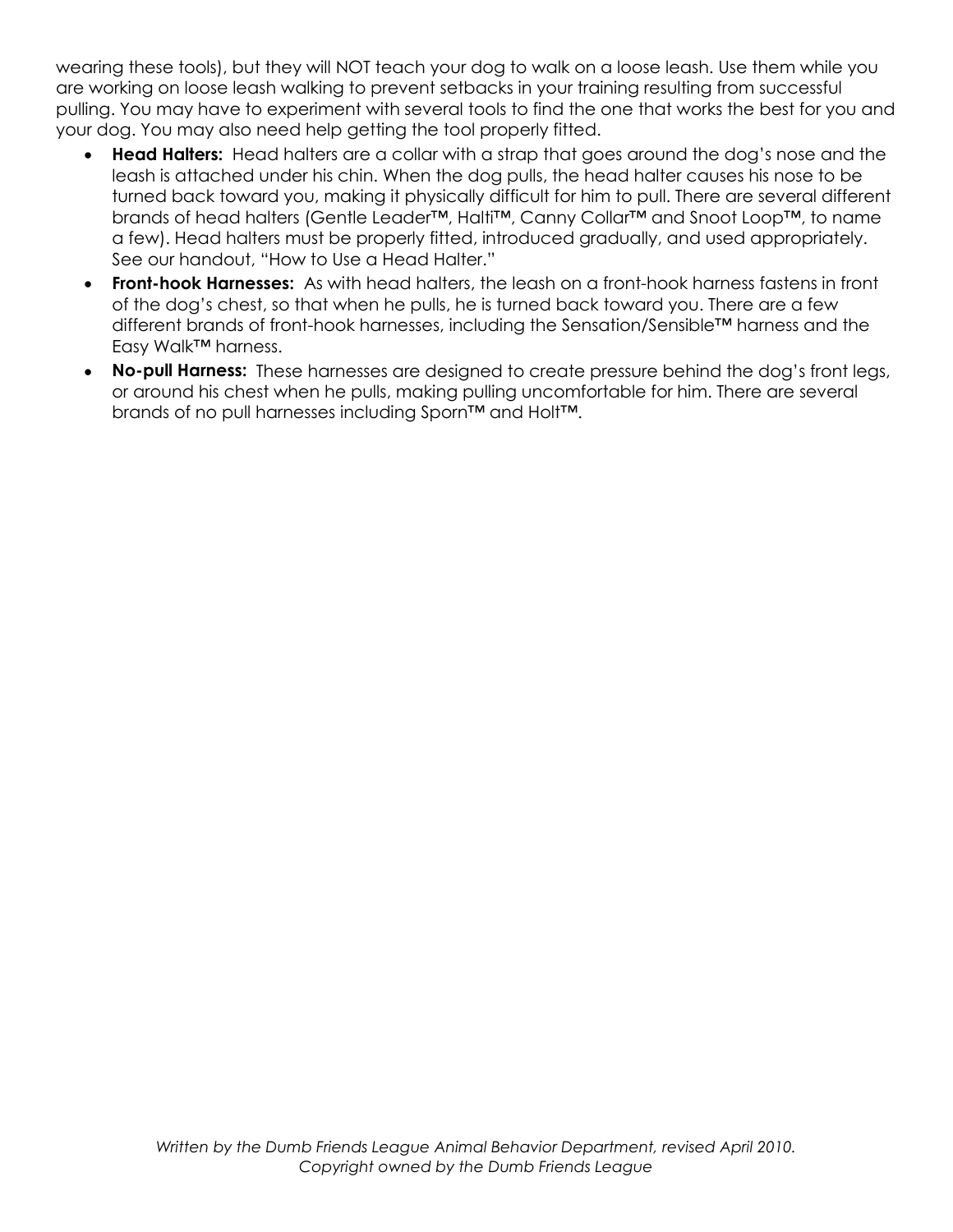wearing these tools), but they will NOT teach your dog to walk on a loose leash. Use them while you are working on loose leash walking to prevent setbacks in your training resulting from successful pulling. You may have to experiment with several tools to find the one that works the best for you and your dog. You may also need help getting the tool properly fitted.

- **Head Halters:** Head halters are a collar with a strap that goes around the dog's nose and the leash is attached under his chin. When the dog pulls, the head halter causes his nose to be turned back toward you, making it physically difficult for him to pull. There are several different brands of head halters (Gentle Leader™, Halti™, Canny Collar™ and Snoot Loop™, to name a few). Head halters must be properly fitted, introduced gradually, and used appropriately. See our handout, "How to Use a Head Halter."
- **Front-hook Harnesses:** As with head halters, the leash on a front-hook harness fastens in front of the dog's chest, so that when he pulls, he is turned back toward you. There are a few different brands of front-hook harnesses, including the Sensation/Sensible™ harness and the Easy Walk™ harness.
- **No-pull Harness:** These harnesses are designed to create pressure behind the dog's front legs, or around his chest when he pulls, making pulling uncomfortable for him. There are several brands of no pull harnesses including Sporn™ and Holt™.

*Written by the Dumb Friends League Animal Behavior Department, revised April 2010. Copyright owned by the Dumb Friends League*